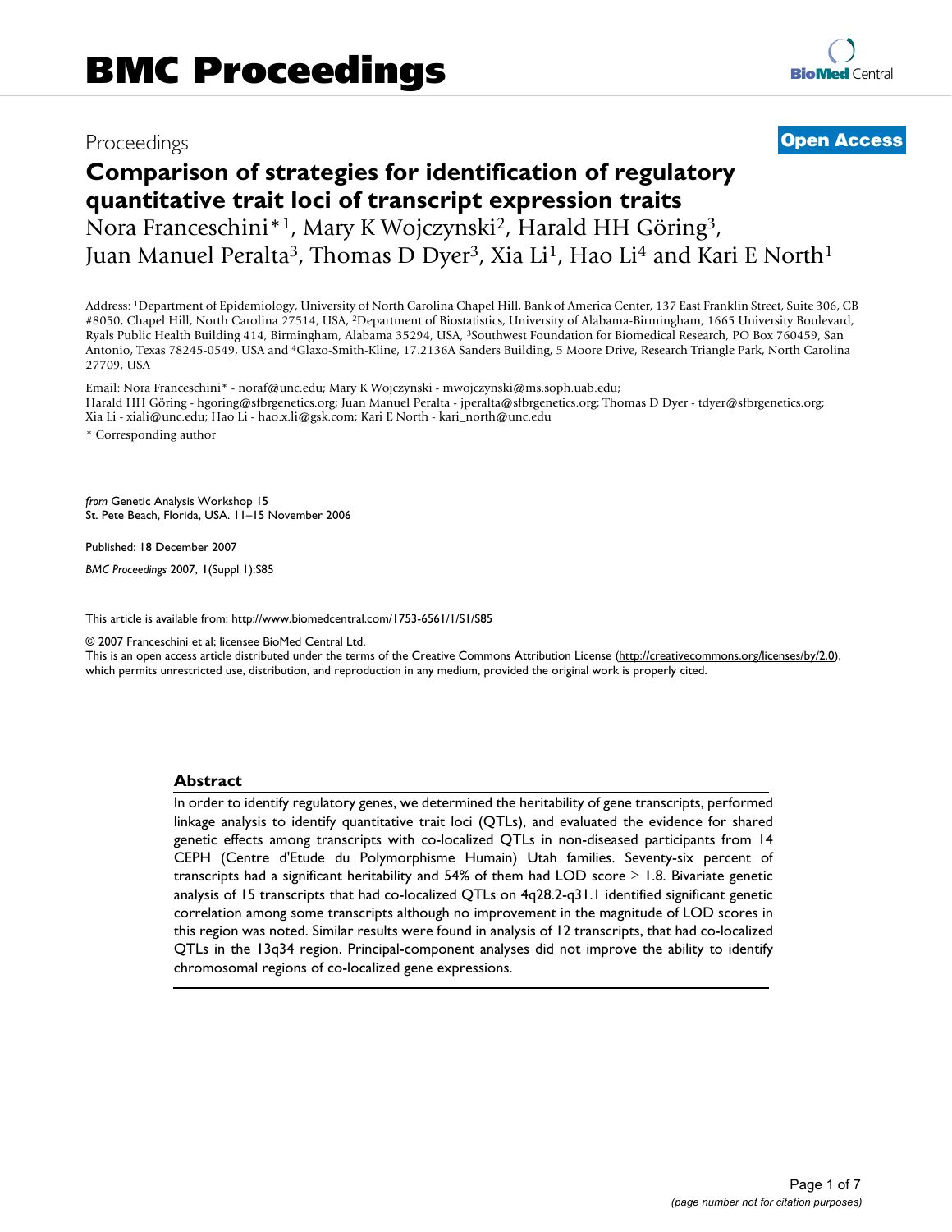Proceedings

**Open Access**

# Comparison of strategies for identification of regulatory quantitative trait loci of transcript expression traits

Nora Franceschini*[1], Mary K Wojczynski[2], Harald HH Göring[3], Juan Manuel Peralta[3], Thomas D Dyer[3], Xia Li[1], Hao Li[4] and Kari E North[1]

Address: [1]Department of Epidemiology, University of North Carolina Chapel Hill, Bank of America Center, 137 East Franklin Street, Suite 306, CB #8050, Chapel Hill, North Carolina 27514, USA, [2]Department of Biostatistics, University of Alabama-Birmingham, 1665 University Boulevard, Ryals Public Health Building 414, Birmingham, Alabama 35294, USA, [3]Southwest Foundation for Biomedical Research, PO Box 760459, San Antonio, Texas 78245-0549, USA and [4]Glaxo-Smith-Kline, 17.2136A Sanders Building, 5 Moore Drive, Research Triangle Park, North Carolina 27709, USA

Email: Nora Franceschini* - noraf@unc.edu; Mary K Wojczynski - mwojczynski@ms.soph.uab.edu; Harald HH Göring - hgoring@sfbrgenetics.org; Juan Manuel Peralta - jperalta@sfbrgenetics.org; Thomas D Dyer - tdyer@sfbrgenetics.org; Xia Li - xiali@unc.edu; Hao Li - hao.x.li@gsk.com; Kari E North - kari_north@unc.edu

\* Corresponding author

*from* Genetic Analysis Workshop 15
St. Pete Beach, Florida, USA. 11–15 November 2006

Published: 18 December 2007

*BMC Proceedings* 2007, **1**(Suppl 1):S85

This article is available from: http://www.biomedcentral.com/1753-6561/1/S1/S85

© 2007 Franceschini et al; licensee BioMed Central Ltd.
This is an open access article distributed under the terms of the Creative Commons Attribution License (http://creativecommons.org/licenses/by/2.0), which permits unrestricted use, distribution, and reproduction in any medium, provided the original work is properly cited.

## Abstract

In order to identify regulatory genes, we determined the heritability of gene transcripts, performed linkage analysis to identify quantitative trait loci (QTLs), and evaluated the evidence for shared genetic effects among transcripts with co-localized QTLs in non-diseased participants from 14 CEPH (Centre d'Etude du Polymorphisme Humain) Utah families. Seventy-six percent of transcripts had a significant heritability and 54% of them had LOD score $\geq$ 1.8. Bivariate genetic analysis of 15 transcripts that had co-localized QTLs on 4q28.2-q31.1 identified significant genetic correlation among some transcripts although no improvement in the magnitude of LOD scores in this region was noted. Similar results were found in analysis of 12 transcripts, that had co-localized QTLs in the 13q34 region. Principal-component analyses did not improve the ability to identify chromosomal regions of co-localized gene expressions.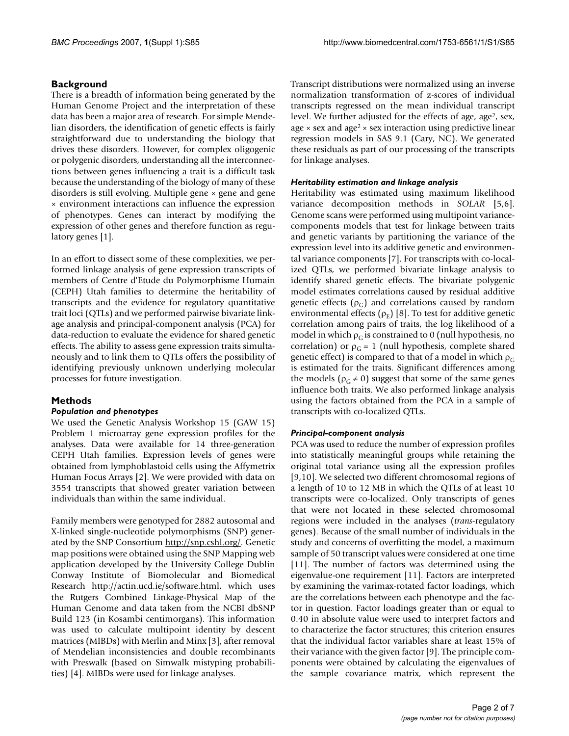## Background

There is a breadth of information being generated by the Human Genome Project and the interpretation of these data has been a major area of research. For simple Mendelian disorders, the identification of genetic effects is fairly straightforward due to understanding the biology that drives these disorders. However, for complex oligogenic or polygenic disorders, understanding all the interconnections between genes influencing a trait is a difficult task because the understanding of the biology of many of these disorders is still evolving. Multiple gene × gene and gene × environment interactions can influence the expression of phenotypes. Genes can interact by modifying the expression of other genes and therefore function as regulatory genes [1].

In an effort to dissect some of these complexities, we performed linkage analysis of gene expression transcripts of members of Centre d'Etude du Polymorphisme Humain (CEPH) Utah families to determine the heritability of transcripts and the evidence for regulatory quantitative trait loci (QTLs) and we performed pairwise bivariate linkage analysis and principal-component analysis (PCA) for data-reduction to evaluate the evidence for shared genetic effects. The ability to assess gene expression traits simultaneously and to link them to QTLs offers the possibility of identifying previously unknown underlying molecular processes for future investigation.

## Methods

### *Population and phenotypes*

We used the Genetic Analysis Workshop 15 (GAW 15) Problem 1 microarray gene expression profiles for the analyses. Data were available for 14 three-generation CEPH Utah families. Expression levels of genes were obtained from lymphoblastoid cells using the Affymetrix Human Focus Arrays [2]. We were provided with data on 3554 transcripts that showed greater variation between individuals than within the same individual.

Family members were genotyped for 2882 autosomal and X-linked single-nucleotide polymorphisms (SNP) generated by the SNP Consortium http://snp.cshl.org/. Genetic map positions were obtained using the SNP Mapping web application developed by the University College Dublin Conway Institute of Biomolecular and Biomedical Research http://actin.ucd.ie/software.html, which uses the Rutgers Combined Linkage-Physical Map of the Human Genome and data taken from the NCBI dbSNP Build 123 (in Kosambi centimorgans). This information was used to calculate multipoint identity by descent matrices (MIBDs) with Merlin and Minx [3], after removal of Mendelian inconsistencies and double recombinants with Preswalk (based on Simwalk mistyping probabilities) [4]. MIBDs were used for linkage analyses.

Transcript distributions were normalized using an inverse normalization transformation of z-scores of individual transcripts regressed on the mean individual transcript level. We further adjusted for the effects of age, age$^2$, sex, age × sex and age$^2$ × sex interaction using predictive linear regression models in SAS 9.1 (Cary, NC). We generated these residuals as part of our processing of the transcripts for linkage analyses.

### *Heritability estimation and linkage analysis*

Heritability was estimated using maximum likelihood variance decomposition methods in *SOLAR* [5,6]. Genome scans were performed using multipoint variance-components models that test for linkage between traits and genetic variants by partitioning the variance of the expression level into its additive genetic and environmental variance components [7]. For transcripts with co-localized QTLs, we performed bivariate linkage analysis to identify shared genetic effects. The bivariate polygenic model estimates correlations caused by residual additive genetic effects ($\rho_G$) and correlations caused by random environmental effects ($\rho_E$) [8]. To test for additive genetic correlation among pairs of traits, the log likelihood of a model in which $\rho_G$ is constrained to 0 (null hypothesis, no correlation) or $\rho_G = 1$ (null hypothesis, complete shared genetic effect) is compared to that of a model in which $\rho_G$ is estimated for the traits. Significant differences among the models ($\rho_G \neq 0$) suggest that some of the same genes influence both traits. We also performed linkage analysis using the factors obtained from the PCA in a sample of transcripts with co-localized QTLs.

### *Principal-component analysis*

PCA was used to reduce the number of expression profiles into statistically meaningful groups while retaining the original total variance using all the expression profiles [9,10]. We selected two different chromosomal regions of a length of 10 to 12 MB in which the QTLs of at least 10 transcripts were co-localized. Only transcripts of genes that were not located in these selected chromosomal regions were included in the analyses (*trans*-regulatory genes). Because of the small number of individuals in the study and concerns of overfitting the model, a maximum sample of 50 transcript values were considered at one time [11]. The number of factors was determined using the eigenvalue-one requirement [11]. Factors are interpreted by examining the varimax-rotated factor loadings, which are the correlations between each phenotype and the factor in question. Factor loadings greater than or equal to 0.40 in absolute value were used to interpret factors and to characterize the factor structures; this criterion ensures that the individual factor variables share at least 15% of their variance with the given factor [9]. The principle components were obtained by calculating the eigenvalues of the sample covariance matrix, which represent the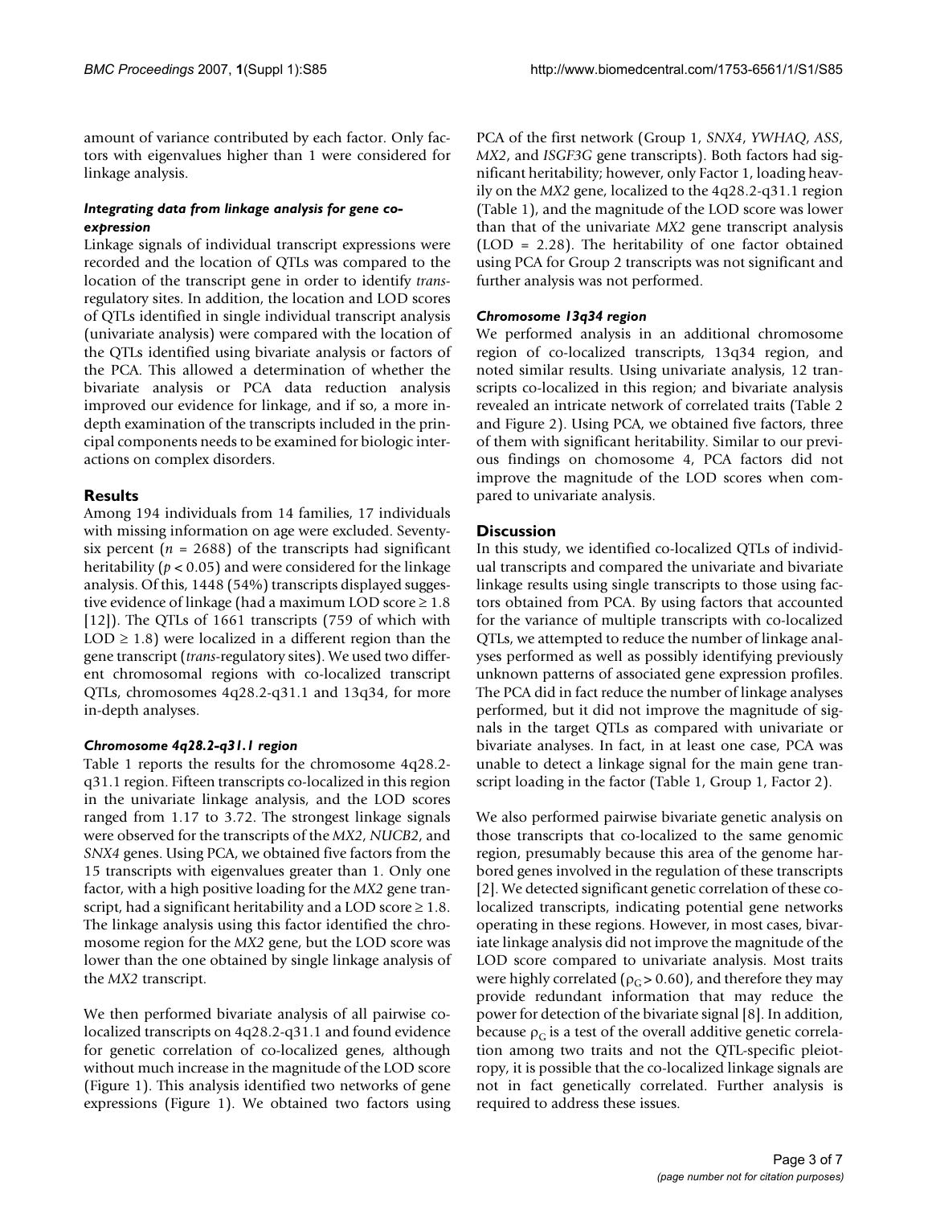amount of variance contributed by each factor. Only factors with eigenvalues higher than 1 were considered for linkage analysis.

#### *Integrating data from linkage analysis for gene co-expression*

Linkage signals of individual transcript expressions were recorded and the location of QTLs was compared to the location of the transcript gene in order to identify *trans*-regulatory sites. In addition, the location and LOD scores of QTLs identified in single individual transcript analysis (univariate analysis) were compared with the location of the QTLs identified using bivariate analysis or factors of the PCA. This allowed a determination of whether the bivariate analysis or PCA data reduction analysis improved our evidence for linkage, and if so, a more in-depth examination of the transcripts included in the principal components needs to be examined for biologic interactions on complex disorders.

## Results

Among 194 individuals from 14 families, 17 individuals with missing information on age were excluded. Seventy-six percent ($n$ = 2688) of the transcripts had significant heritability ($p < 0.05$) and were considered for the linkage analysis. Of this, 1448 (54%) transcripts displayed suggestive evidence of linkage (had a maximum LOD score ≥ 1.8 [12]). The QTLs of 1661 transcripts (759 of which with LOD ≥ 1.8) were localized in a different region than the gene transcript (*trans*-regulatory sites). We used two different chromosomal regions with co-localized transcript QTLs, chromosomes 4q28.2-q31.1 and 13q34, for more in-depth analyses.

#### *Chromosome 4q28.2-q31.1 region*

Table 1 reports the results for the chromosome 4q28.2-q31.1 region. Fifteen transcripts co-localized in this region in the univariate linkage analysis, and the LOD scores ranged from 1.17 to 3.72. The strongest linkage signals were observed for the transcripts of the *MX2*, *NUCB2*, and *SNX4* genes. Using PCA, we obtained five factors from the 15 transcripts with eigenvalues greater than 1. Only one factor, with a high positive loading for the *MX2* gene transcript, had a significant heritability and a LOD score ≥ 1.8. The linkage analysis using this factor identified the chromosome region for the *MX2* gene, but the LOD score was lower than the one obtained by single linkage analysis of the *MX2* transcript.

We then performed bivariate analysis of all pairwise co-localized transcripts on 4q28.2-q31.1 and found evidence for genetic correlation of co-localized genes, although without much increase in the magnitude of the LOD score (Figure 1). This analysis identified two networks of gene expressions (Figure 1). We obtained two factors using PCA of the first network (Group 1, *SNX4*, *YWHAQ*, *ASS*, *MX2*, and *ISGF3G* gene transcripts). Both factors had significant heritability; however, only Factor 1, loading heavily on the *MX2* gene, localized to the 4q28.2-q31.1 region (Table 1), and the magnitude of the LOD score was lower than that of the univariate *MX2* gene transcript analysis (LOD = 2.28). The heritability of one factor obtained using PCA for Group 2 transcripts was not significant and further analysis was not performed.

#### *Chromosome 13q34 region*

We performed analysis in an additional chromosome region of co-localized transcripts, 13q34 region, and noted similar results. Using univariate analysis, 12 transcripts co-localized in this region; and bivariate analysis revealed an intricate network of correlated traits (Table 2 and Figure 2). Using PCA, we obtained five factors, three of them with significant heritability. Similar to our previous findings on chomosome 4, PCA factors did not improve the magnitude of the LOD scores when compared to univariate analysis.

## Discussion

In this study, we identified co-localized QTLs of individual transcripts and compared the univariate and bivariate linkage results using single transcripts to those using factors obtained from PCA. By using factors that accounted for the variance of multiple transcripts with co-localized QTLs, we attempted to reduce the number of linkage analyses performed as well as possibly identifying previously unknown patterns of associated gene expression profiles. The PCA did in fact reduce the number of linkage analyses performed, but it did not improve the magnitude of signals in the target QTLs as compared with univariate or bivariate analyses. In fact, in at least one case, PCA was unable to detect a linkage signal for the main gene transcript loading in the factor (Table 1, Group 1, Factor 2).

We also performed pairwise bivariate genetic analysis on those transcripts that co-localized to the same genomic region, presumably because this area of the genome harbored genes involved in the regulation of these transcripts [2]. We detected significant genetic correlation of these co-localized transcripts, indicating potential gene networks operating in these regions. However, in most cases, bivariate linkage analysis did not improve the magnitude of the LOD score compared to univariate analysis. Most traits were highly correlated ($\rho_G > 0.60$), and therefore they may provide redundant information that may reduce the power for detection of the bivariate signal [8]. In addition, because $\rho_G$ is a test of the overall additive genetic correlation among two traits and not the QTL-specific pleiotropy, it is possible that the co-localized linkage signals are not in fact genetically correlated. Further analysis is required to address these issues.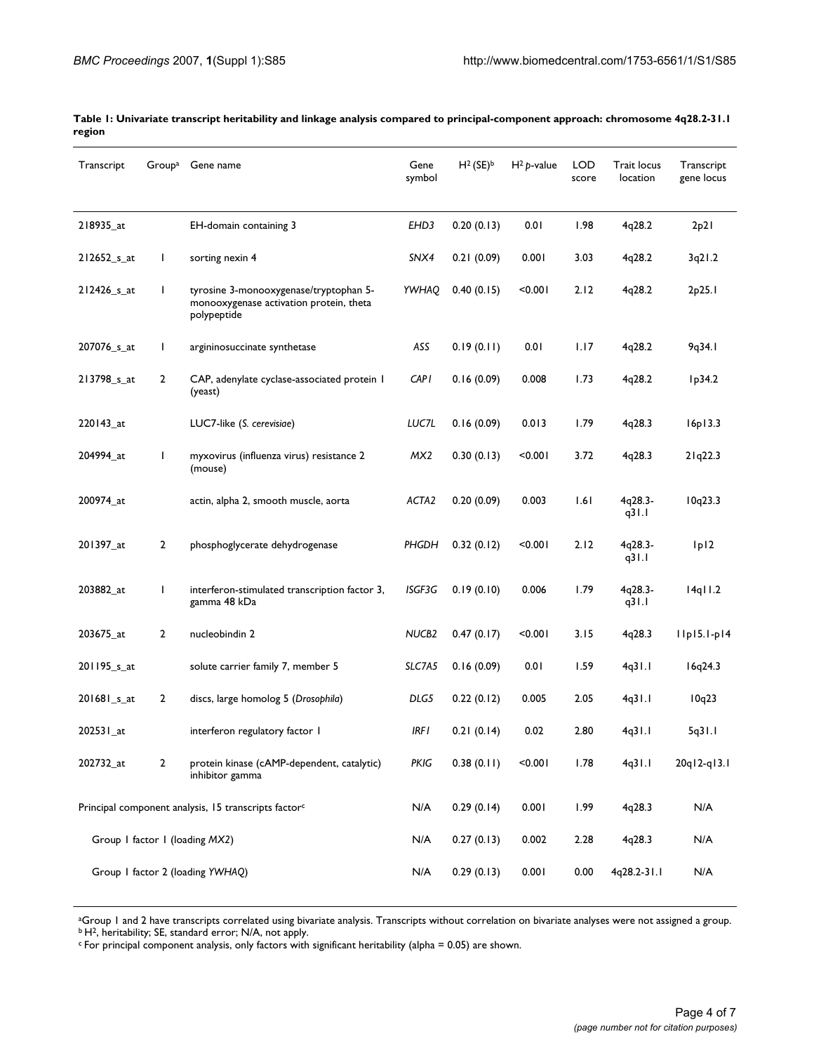**Table 1: Univariate transcript heritability and linkage analysis compared to principal-component approach: chromosome 4q28.2-31.1 region**

| Transcript | Group[a] | Gene name | Gene symbol | $H^2$ (SE)[b] | $H^2$ *p*-value | LOD score | Trait locus location | Transcript gene locus |
|---|---|---|---|---|---|---|---|---|
| 218935_at | | EH-domain containing 3 | *EHD3* | 0.20 (0.13) | 0.01 | 1.98 | 4q28.2 | 2p21 |
| 212652_s_at | 1 | sorting nexin 4 | *SNX4* | 0.21 (0.09) | 0.001 | 3.03 | 4q28.2 | 3q21.2 |
| 212426_s_at | 1 | tyrosine 3-monooxygenase/tryptophan 5-monooxygenase activation protein, theta polypeptide | *YWHAQ* | 0.40 (0.15) | <0.001 | 2.12 | 4q28.2 | 2p25.1 |
| 207076_s_at | 1 | argininosuccinate synthetase | *ASS* | 0.19 (0.11) | 0.01 | 1.17 | 4q28.2 | 9q34.1 |
| 213798_s_at | 2 | CAP, adenylate cyclase-associated protein 1 (yeast) | *CAP1* | 0.16 (0.09) | 0.008 | 1.73 | 4q28.2 | 1p34.2 |
| 220143_at | | LUC7-like (*S. cerevisiae*) | *LUC7L* | 0.16 (0.09) | 0.013 | 1.79 | 4q28.3 | 16p13.3 |
| 204994_at | 1 | myxovirus (influenza virus) resistance 2 (mouse) | *MX2* | 0.30 (0.13) | <0.001 | 3.72 | 4q28.3 | 21q22.3 |
| 200974_at | | actin, alpha 2, smooth muscle, aorta | *ACTA2* | 0.20 (0.09) | 0.003 | 1.61 | 4q28.3-q31.1 | 10q23.3 |
| 201397_at | 2 | phosphoglycerate dehydrogenase | *PHGDH* | 0.32 (0.12) | <0.001 | 2.12 | 4q28.3-q31.1 | 1p12 |
| 203882_at | 1 | interferon-stimulated transcription factor 3, gamma 48 kDa | *ISGF3G* | 0.19 (0.10) | 0.006 | 1.79 | 4q28.3-q31.1 | 14q11.2 |
| 203675_at | 2 | nucleobindin 2 | *NUCB2* | 0.47 (0.17) | <0.001 | 3.15 | 4q28.3 | 11p15.1-p14 |
| 201195_s_at | | solute carrier family 7, member 5 | *SLC7A5* | 0.16 (0.09) | 0.01 | 1.59 | 4q31.1 | 16q24.3 |
| 201681_s_at | 2 | discs, large homolog 5 (*Drosophila*) | *DLG5* | 0.22 (0.12) | 0.005 | 2.05 | 4q31.1 | 10q23 |
| 202531_at | | interferon regulatory factor 1 | *IRF1* | 0.21 (0.14) | 0.02 | 2.80 | 4q31.1 | 5q31.1 |
| 202732_at | 2 | protein kinase (cAMP-dependent, catalytic) inhibitor gamma | *PKIG* | 0.38 (0.11) | <0.001 | 1.78 | 4q31.1 | 20q12-q13.1 |
| Principal component analysis, 15 transcripts factor[c] | | | N/A | 0.29 (0.14) | 0.001 | 1.99 | 4q28.3 | N/A |
| Group 1 factor 1 (loading *MX2*) | | | N/A | 0.27 (0.13) | 0.002 | 2.28 | 4q28.3 | N/A |
| Group 1 factor 2 (loading *YWHAQ*) | | | N/A | 0.29 (0.13) | 0.001 | 0.00 | 4q28.2-31.1 | N/A |

[a]Group 1 and 2 have transcripts correlated using bivariate analysis. Transcripts without correlation on bivariate analyses were not assigned a group.
[b] $H^2$, heritability; SE, standard error; N/A, not apply.
[c] For principal component analysis, only factors with significant heritability (alpha = 0.05) are shown.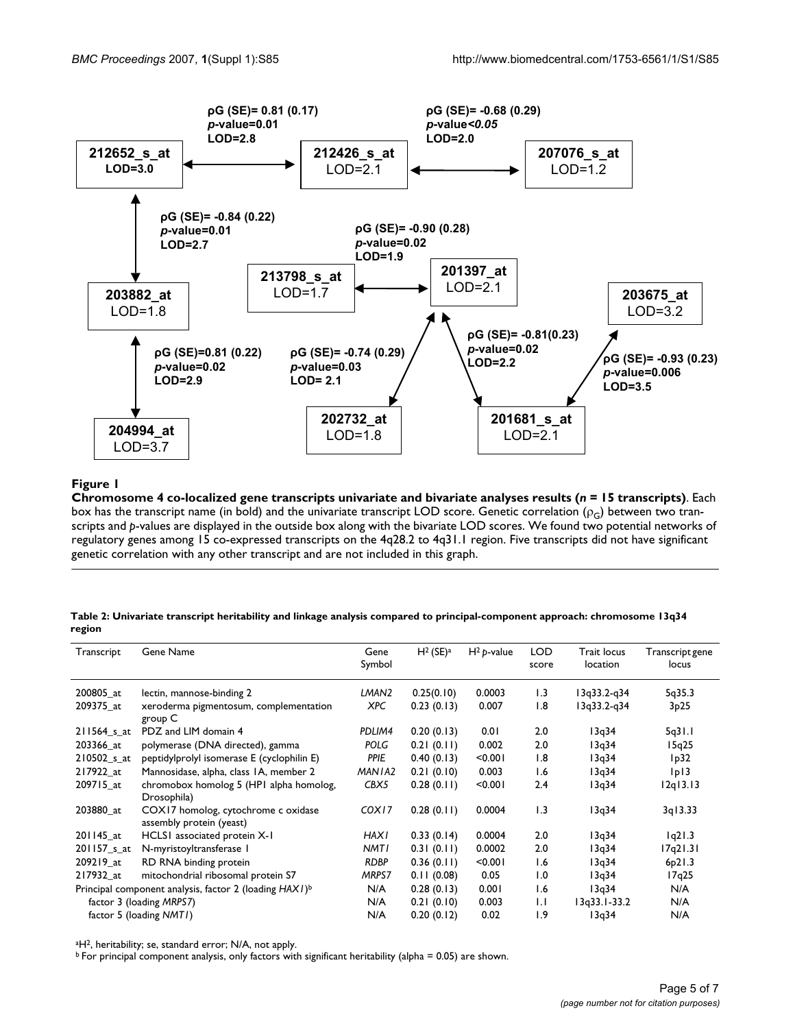**Figure 1**

**Chromosome 4 co-localized gene transcripts univariate and bivariate analyses results (*n* = 15 transcripts)**. Each box has the transcript name (in bold) and the univariate transcript LOD score. Genetic correlation ($\rho_G$) between two transcripts and *p*-values are displayed in the outside box along with the bivariate LOD scores. We found two potential networks of regulatory genes among 15 co-expressed transcripts on the 4q28.2 to 4q31.1 region. Five transcripts did not have significant genetic correlation with any other transcript and are not included in this graph.

**Table 2: Univariate transcript heritability and linkage analysis compared to principal-component approach: chromosome 13q34 region**

| Transcript | Gene Name | Gene Symbol | $H^2$ (SE)[a] | $H^2$ *p*-value | LOD score | Trait locus location | Transcript gene locus |
|---|---|---|---|---|---|---|---|
| 200805_at | lectin, mannose-binding 2 | *LMAN2* | 0.25(0.10) | 0.0003 | 1.3 | 13q33.2-q34 | 5q35.3 |
| 209375_at | xeroderma pigmentosum, complementation group C | *XPC* | 0.23 (0.13) | 0.007 | 1.8 | 13q33.2-q34 | 3p25 |
| 211564_s_at | PDZ and LIM domain 4 | *PDLIM4* | 0.20 (0.13) | 0.01 | 2.0 | 13q34 | 5q31.1 |
| 203366_at | polymerase (DNA directed), gamma | *POLG* | 0.21 (0.11) | 0.002 | 2.0 | 13q34 | 15q25 |
| 210502_s_at | peptidylprolyl isomerase E (cyclophilin E) | *PPIE* | 0.40 (0.13) | <0.001 | 1.8 | 13q34 | 1p32 |
| 217922_at | Mannosidase, alpha, class 1A, member 2 | *MAN1A2* | 0.21 (0.10) | 0.003 | 1.6 | 13q34 | 1p13 |
| 209715_at | chromobox homolog 5 (HP1 alpha homolog, Drosophila) | *CBX5* | 0.28 (0.11) | <0.001 | 2.4 | 13q34 | 12q13.13 |
| 203880_at | COX17 homolog, cytochrome c oxidase assembly protein (yeast) | *COX17* | 0.28 (0.11) | 0.0004 | 1.3 | 13q34 | 3q13.33 |
| 201145_at | HCLS1 associated protein X-1 | *HAX1* | 0.33 (0.14) | 0.0004 | 2.0 | 13q34 | 1q21.3 |
| 201157_s_at | N-myristoyltransferase 1 | *NMT1* | 0.31 (0.11) | 0.0002 | 2.0 | 13q34 | 17q21.31 |
| 209219_at | RD RNA binding protein | *RDBP* | 0.36 (0.11) | <0.001 | 1.6 | 13q34 | 6p21.3 |
| 217932_at | mitochondrial ribosomal protein S7 | *MRPS7* | 0.11 (0.08) | 0.05 | 1.0 | 13q34 | 17q25 |
| Principal component analysis, factor 2 (loading *HAX1*)[b] | | N/A | 0.28 (0.13) | 0.001 | 1.6 | 13q34 | N/A |
| factor 3 (loading *MRPS7*) | | N/A | 0.21 (0.10) | 0.003 | 1.1 | 13q33.1-33.2 | N/A |
| factor 5 (loading *NMT1*) | | N/A | 0.20 (0.12) | 0.02 | 1.9 | 13q34 | N/A |

[a] $H^2$, heritability; se, standard error; N/A, not apply.
[b] For principal component analysis, only factors with significant heritability (alpha = 0.05) are shown.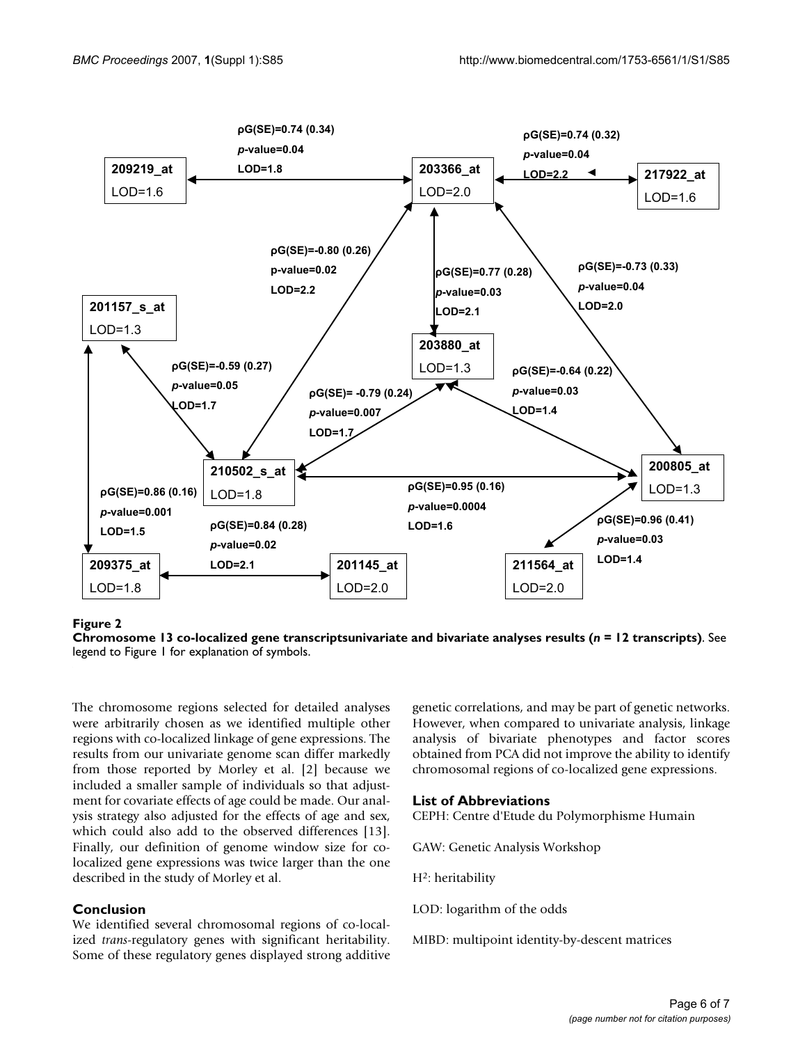**Figure 2**

**Chromosome 13 co-localized gene transcriptsunivariate and bivariate analyses results ($n$ = 12 transcripts)**. See legend to Figure 1 for explanation of symbols.

The chromosome regions selected for detailed analyses were arbitrarily chosen as we identified multiple other regions with co-localized linkage of gene expressions. The results from our univariate genome scan differ markedly from those reported by Morley et al. [2] because we included a smaller sample of individuals so that adjustment for covariate effects of age could be made. Our analysis strategy also adjusted for the effects of age and sex, which could also add to the observed differences [13]. Finally, our definition of genome window size for co-localized gene expressions was twice larger than the one described in the study of Morley et al.

## Conclusion

We identified several chromosomal regions of co-localized *trans*-regulatory genes with significant heritability. Some of these regulatory genes displayed strong additive genetic correlations, and may be part of genetic networks. However, when compared to univariate analysis, linkage analysis of bivariate phenotypes and factor scores obtained from PCA did not improve the ability to identify chromosomal regions of co-localized gene expressions.

## List of Abbreviations

CEPH: Centre d'Etude du Polymorphisme Humain

GAW: Genetic Analysis Workshop

$H^2$: heritability

LOD: logarithm of the odds

MIBD: multipoint identity-by-descent matrices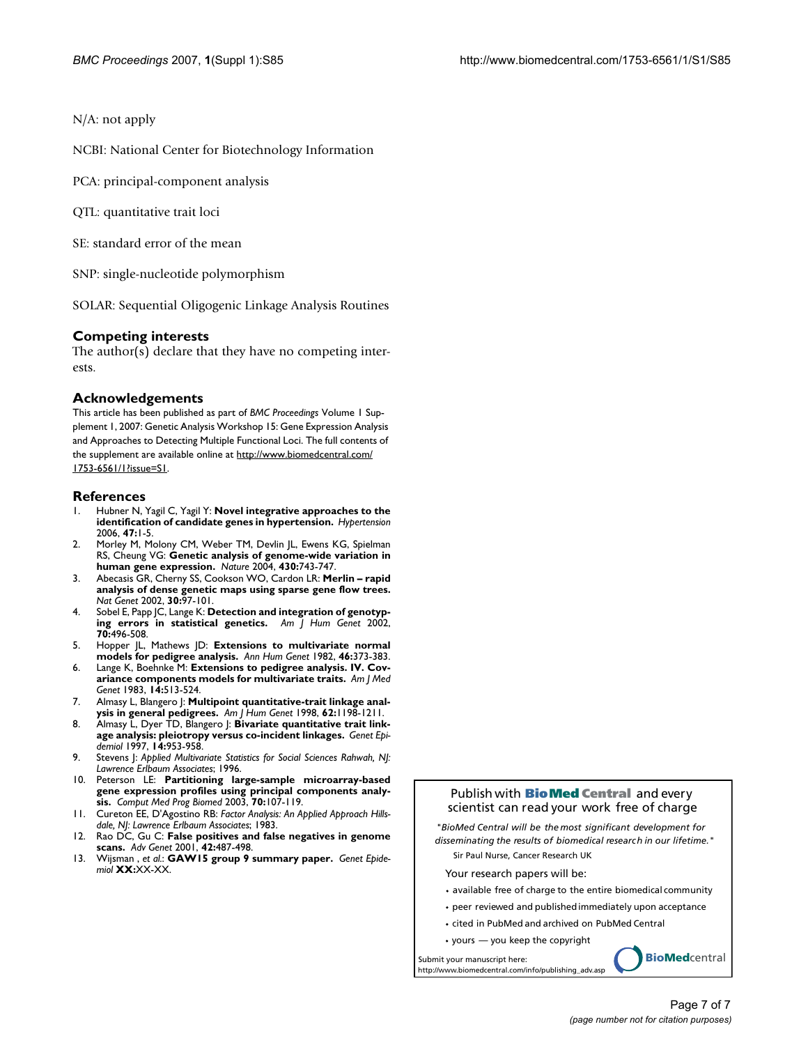N/A: not apply

NCBI: National Center for Biotechnology Information

PCA: principal-component analysis

QTL: quantitative trait loci

SE: standard error of the mean

SNP: single-nucleotide polymorphism

SOLAR: Sequential Oligogenic Linkage Analysis Routines

## Competing interests

The author(s) declare that they have no competing interests.

## Acknowledgements

This article has been published as part of *BMC Proceedings* Volume 1 Supplement 1, 2007: Genetic Analysis Workshop 15: Gene Expression Analysis and Approaches to Detecting Multiple Functional Loci. The full contents of the supplement are available online at http://www.biomedcentral.com/1753-6561/1?issue=S1.

## References

1. Hubner N, Yagil C, Yagil Y: **Novel integrative approaches to the identification of candidate genes in hypertension.** *Hypertension* 2006, **47:**1-5.
2. Morley M, Molony CM, Weber TM, Devlin JL, Ewens KG, Spielman RS, Cheung VG: **Genetic analysis of genome-wide variation in human gene expression.** *Nature* 2004, **430:**743-747.
3. Abecasis GR, Cherny SS, Cookson WO, Cardon LR: **Merlin – rapid analysis of dense genetic maps using sparse gene flow trees.** *Nat Genet* 2002, **30:**97-101.
4. Sobel E, Papp JC, Lange K: **Detection and integration of genotyping errors in statistical genetics.** *Am J Hum Genet* 2002, **70:**496-508.
5. Hopper JL, Mathews JD: **Extensions to multivariate normal models for pedigree analysis.** *Ann Hum Genet* 1982, **46:**373-383.
6. Lange K, Boehnke M: **Extensions to pedigree analysis. IV. Covariance components models for multivariate traits.** *Am J Med Genet* 1983, **14:**513-524.
7. Almasy L, Blangero J: **Multipoint quantitative-trait linkage analysis in general pedigrees.** *Am J Hum Genet* 1998, **62:**1198-1211.
8. Almasy L, Dyer TD, Blangero J: **Bivariate quantitative trait linkage analysis: pleiotropy versus co-incident linkages.** *Genet Epidemiol* 1997, **14:**953-958.
9. Stevens J: *Applied Multivariate Statistics for Social Sciences Rahwah, NJ: Lawrence Erlbaum Associates*; 1996.
10. Peterson LE: **Partitioning large-sample microarray-based gene expression profiles using principal components analysis.** *Comput Med Prog Biomed* 2003, **70:**107-119.
11. Cureton EE, D'Agostino RB: *Factor Analysis: An Applied Approach Hillsdale, NJ: Lawrence Erlbaum Associates*; 1983.
12. Rao DC, Gu C: **False positives and false negatives in genome scans.** *Adv Genet* 2001, **42:**487-498.
13. Wijsman , *et al.*: **GAW15 group 9 summary paper.** *Genet Epidemiol* **XX:**XX-XX.

Publish with **BioMed Central** and every scientist can read your work free of charge

*"BioMed Central will be the most significant development for disseminating the results of biomedical research in our lifetime."*
Sir Paul Nurse, Cancer Research UK

Your research papers will be:

- available free of charge to the entire biomedical community
- peer reviewed and published immediately upon acceptance
- cited in PubMed and archived on PubMed Central
- yours — you keep the copyright

Submit your manuscript here:
http://www.biomedcentral.com/info/publishing_adv.asp

BioMedcentral